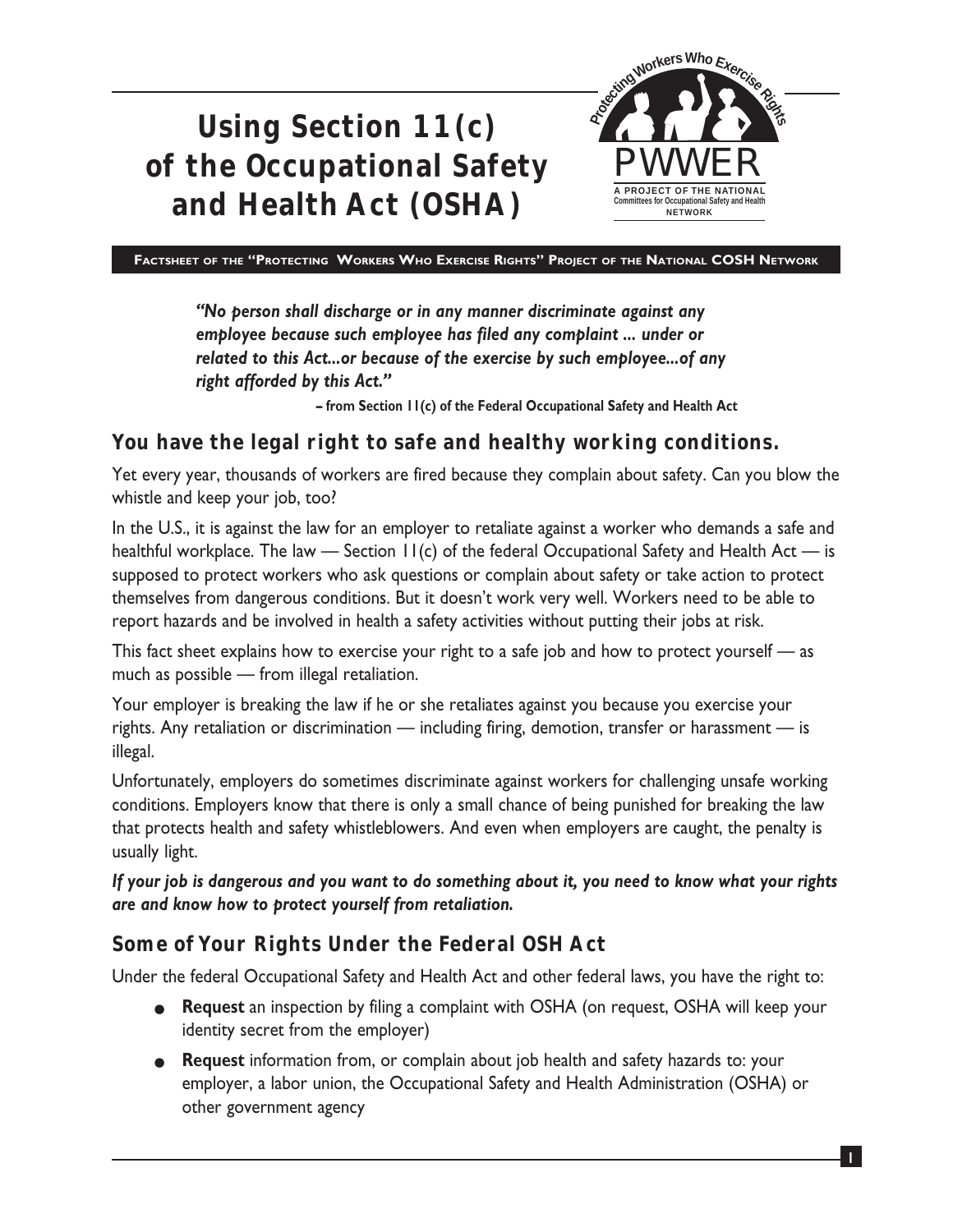# Using Section 11(c) of the Occupational Safety and Health Act (OSHA)

Protecting Workers Who Exercise Rights

PWWER

A PROJECT OF THE NATIONAL Committees for Occupational Safety and Health NETWORK

**FACTSHEET OF THE "PROTECTING WORKERS WHO EXERCISE RIGHTS" PROJECT OF THE NATIONAL COSH NETWORK**

> ***"No person shall discharge or in any manner discriminate against any employee because such employee has filed any complaint ... under or related to this Act...or because of the exercise by such employee...of any right afforded by this Act."***
>
> **– from Section 11(c) of the Federal Occupational Safety and Health Act**

## You have the legal right to safe and healthy working conditions.

Yet every year, thousands of workers are fired because they complain about safety. Can you blow the whistle and keep your job, too?

In the U.S., it is against the law for an employer to retaliate against a worker who demands a safe and healthful workplace. The law — Section 11(c) of the federal Occupational Safety and Health Act — is supposed to protect workers who ask questions or complain about safety or take action to protect themselves from dangerous conditions. But it doesn't work very well. Workers need to be able to report hazards and be involved in health a safety activities without putting their jobs at risk.

This fact sheet explains how to exercise your right to a safe job and how to protect yourself — as much as possible — from illegal retaliation.

Your employer is breaking the law if he or she retaliates against you because you exercise your rights. Any retaliation or discrimination — including firing, demotion, transfer or harassment — is illegal.

Unfortunately, employers do sometimes discriminate against workers for challenging unsafe working conditions. Employers know that there is only a small chance of being punished for breaking the law that protects health and safety whistleblowers. And even when employers are caught, the penalty is usually light.

***If your job is dangerous and you want to do something about it, you need to know what your rights are and know how to protect yourself from retaliation.***

## Some of Your Rights Under the Federal OSH Act

Under the federal Occupational Safety and Health Act and other federal laws, you have the right to:

- **Request** an inspection by filing a complaint with OSHA (on request, OSHA will keep your identity secret from the employer)
- **Request** information from, or complain about job health and safety hazards to: your employer, a labor union, the Occupational Safety and Health Administration (OSHA) or other government agency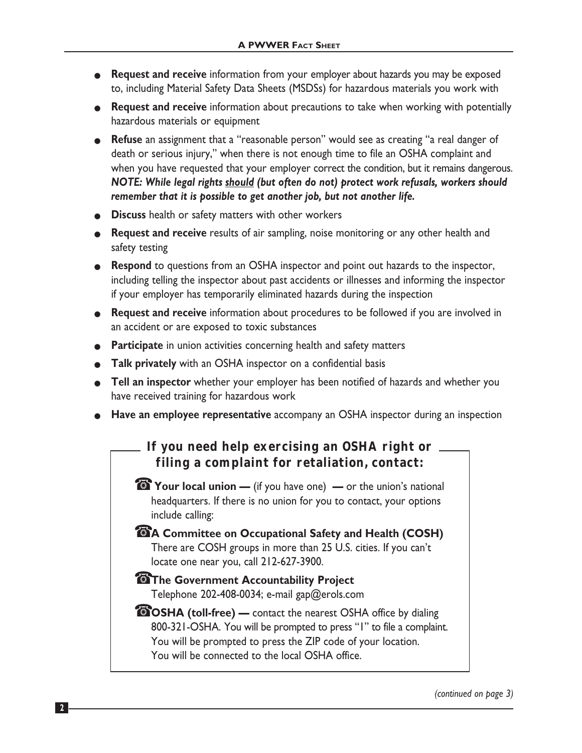- **Request and receive** information from your employer about hazards you may be exposed to, including Material Safety Data Sheets (MSDSs) for hazardous materials you work with
- **Request and receive** information about precautions to take when working with potentially hazardous materials or equipment
- **Refuse** an assignment that a "reasonable person" would see as creating "a real danger of death or serious injury," when there is not enough time to file an OSHA complaint and when you have requested that your employer correct the condition, but it remains dangerous. ***NOTE: While legal rights <u>should</u> (but often do not) protect work refusals, workers should remember that it is possible to get another job, but not another life.***
- **Discuss** health or safety matters with other workers
- **Request and receive** results of air sampling, noise monitoring or any other health and safety testing
- **Respond** to questions from an OSHA inspector and point out hazards to the inspector, including telling the inspector about past accidents or illnesses and informing the inspector if your employer has temporarily eliminated hazards during the inspection
- **Request and receive** information about procedures to be followed if you are involved in an accident or are exposed to toxic substances
- **Participate** in union activities concerning health and safety matters
- **Talk privately** with an OSHA inspector on a confidential basis
- **Tell an inspector** whether your employer has been notified of hazards and whether you have received training for hazardous work
- **Have an employee representative** accompany an OSHA inspector during an inspection

### If you need help exercising an OSHA right or filing a complaint for retaliation, contact:

☎ **Your local union —** (if you have one) **—** or the union's national headquarters. If there is no union for you to contact, your options include calling:

☎ **A Committee on Occupational Safety and Health (COSH)**
There are COSH groups in more than 25 U.S. cities. If you can't locate one near you, call 212-627-3900.

☎ **The Government Accountability Project**
Telephone 202-408-0034; e-mail gap@erols.com

☎ **OSHA (toll-free) —** contact the nearest OSHA office by dialing 800-321-OSHA. You will be prompted to press "1" to file a complaint. You will be prompted to press the ZIP code of your location. You will be connected to the local OSHA office.

*(continued on page 3)*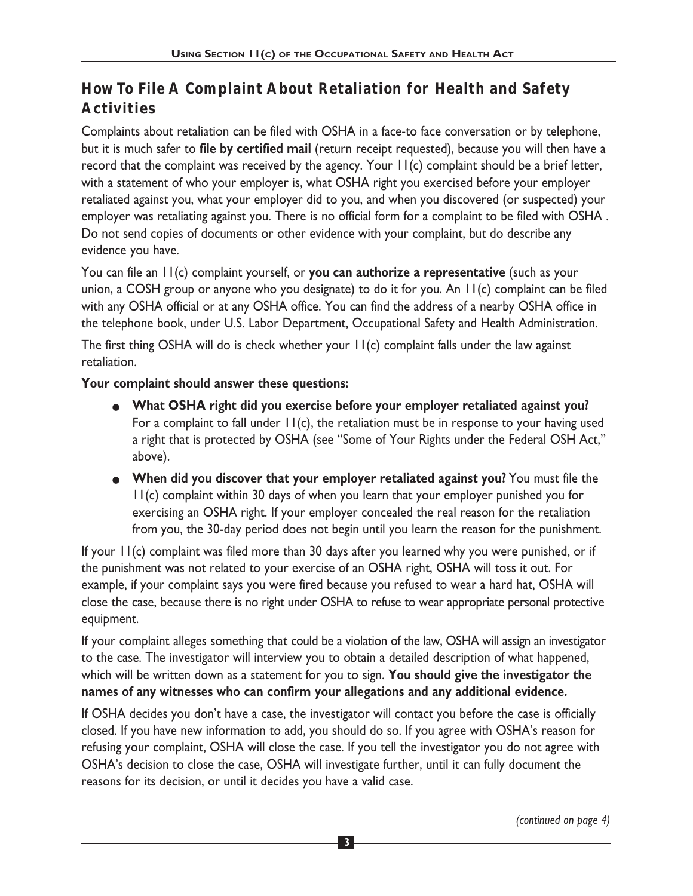## How To File A Complaint About Retaliation for Health and Safety Activities

Complaints about retaliation can be filed with OSHA in a face-to face conversation or by telephone, but it is much safer to **file by certified mail** (return receipt requested), because you will then have a record that the complaint was received by the agency. Your 11(c) complaint should be a brief letter, with a statement of who your employer is, what OSHA right you exercised before your employer retaliated against you, what your employer did to you, and when you discovered (or suspected) your employer was retaliating against you. There is no official form for a complaint to be filed with OSHA . Do not send copies of documents or other evidence with your complaint, but do describe any evidence you have.

You can file an 11(c) complaint yourself, or **you can authorize a representative** (such as your union, a COSH group or anyone who you designate) to do it for you. An 11(c) complaint can be filed with any OSHA official or at any OSHA office. You can find the address of a nearby OSHA office in the telephone book, under U.S. Labor Department, Occupational Safety and Health Administration.

The first thing OSHA will do is check whether your 11(c) complaint falls under the law against retaliation.

**Your complaint should answer these questions:**

- **What OSHA right did you exercise before your employer retaliated against you?** For a complaint to fall under 11(c), the retaliation must be in response to your having used a right that is protected by OSHA (see "Some of Your Rights under the Federal OSH Act," above).
- **When did you discover that your employer retaliated against you?** You must file the 11(c) complaint within 30 days of when you learn that your employer punished you for exercising an OSHA right. If your employer concealed the real reason for the retaliation from you, the 30-day period does not begin until you learn the reason for the punishment.

If your 11(c) complaint was filed more than 30 days after you learned why you were punished, or if the punishment was not related to your exercise of an OSHA right, OSHA will toss it out. For example, if your complaint says you were fired because you refused to wear a hard hat, OSHA will close the case, because there is no right under OSHA to refuse to wear appropriate personal protective equipment.

If your complaint alleges something that could be a violation of the law, OSHA will assign an investigator to the case. The investigator will interview you to obtain a detailed description of what happened, which will be written down as a statement for you to sign. **You should give the investigator the names of any witnesses who can confirm your allegations and any additional evidence.**

If OSHA decides you don't have a case, the investigator will contact you before the case is officially closed. If you have new information to add, you should do so. If you agree with OSHA's reason for refusing your complaint, OSHA will close the case. If you tell the investigator you do not agree with OSHA's decision to close the case, OSHA will investigate further, until it can fully document the reasons for its decision, or until it decides you have a valid case.

*(continued on page 4)*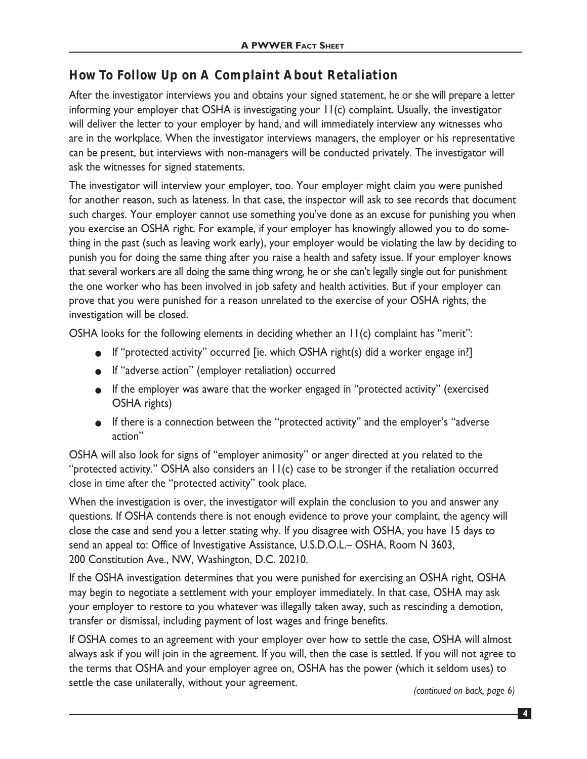## How To Follow Up on A Complaint About Retaliation

After the investigator interviews you and obtains your signed statement, he or she will prepare a letter informing your employer that OSHA is investigating your 11(c) complaint. Usually, the investigator will deliver the letter to your employer by hand, and will immediately interview any witnesses who are in the workplace. When the investigator interviews managers, the employer or his representative can be present, but interviews with non-managers will be conducted privately. The investigator will ask the witnesses for signed statements.

The investigator will interview your employer, too. Your employer might claim you were punished for another reason, such as lateness. In that case, the inspector will ask to see records that document such charges. Your employer cannot use something you've done as an excuse for punishing you when you exercise an OSHA right. For example, if your employer has knowingly allowed you to do something in the past (such as leaving work early), your employer would be violating the law by deciding to punish you for doing the same thing after you raise a health and safety issue. If your employer knows that several workers are all doing the same thing wrong, he or she can't legally single out for punishment the one worker who has been involved in job safety and health activities. But if your employer can prove that you were punished for a reason unrelated to the exercise of your OSHA rights, the investigation will be closed.

OSHA looks for the following elements in deciding whether an 11(c) complaint has "merit":

- If "protected activity" occurred [ie. which OSHA right(s) did a worker engage in?]
- If "adverse action" (employer retaliation) occurred
- If the employer was aware that the worker engaged in "protected activity" (exercised OSHA rights)
- If there is a connection between the "protected activity" and the employer's "adverse action"

OSHA will also look for signs of "employer animosity" or anger directed at you related to the "protected activity." OSHA also considers an 11(c) case to be stronger if the retaliation occurred close in time after the "protected activity" took place.

When the investigation is over, the investigator will explain the conclusion to you and answer any questions. If OSHA contends there is not enough evidence to prove your complaint, the agency will close the case and send you a letter stating why. If you disagree with OSHA, you have 15 days to send an appeal to: Office of Investigative Assistance, U.S.D.O.L.– OSHA, Room N 3603, 200 Constitution Ave., NW, Washington, D.C. 20210.

If the OSHA investigation determines that you were punished for exercising an OSHA right, OSHA may begin to negotiate a settlement with your employer immediately. In that case, OSHA may ask your employer to restore to you whatever was illegally taken away, such as rescinding a demotion, transfer or dismissal, including payment of lost wages and fringe benefits.

If OSHA comes to an agreement with your employer over how to settle the case, OSHA will almost always ask if you will join in the agreement. If you will, then the case is settled. If you will not agree to the terms that OSHA and your employer agree on, OSHA has the power (which it seldom uses) to settle the case unilaterally, without your agreement.

*(continued on back, page 6)*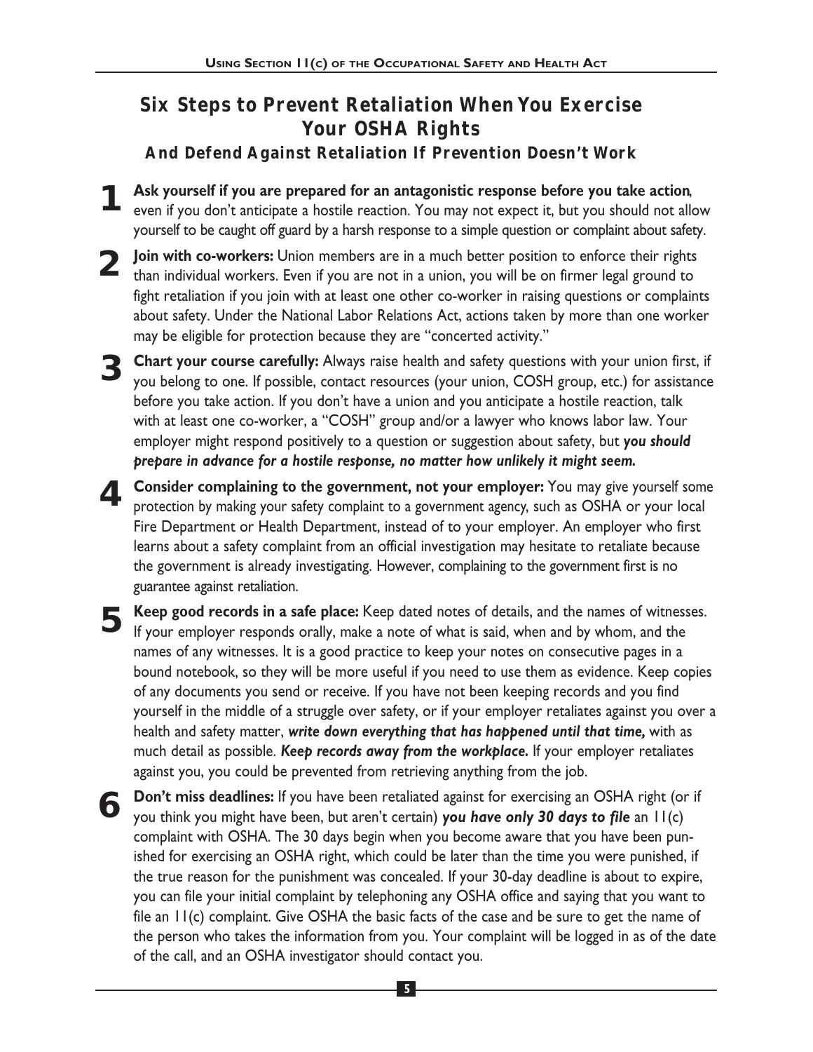## Six Steps to Prevent Retaliation When You Exercise Your OSHA Rights

### And Defend Against Retaliation If Prevention Doesn't Work

**1** **Ask yourself if you are prepared for an antagonistic response before you take action**, even if you don't anticipate a hostile reaction. You may not expect it, but you should not allow yourself to be caught off guard by a harsh response to a simple question or complaint about safety.

**2** **Join with co-workers:** Union members are in a much better position to enforce their rights than individual workers. Even if you are not in a union, you will be on firmer legal ground to fight retaliation if you join with at least one other co-worker in raising questions or complaints about safety. Under the National Labor Relations Act, actions taken by more than one worker may be eligible for protection because they are "concerted activity."

**3** **Chart your course carefully:** Always raise health and safety questions with your union first, if you belong to one. If possible, contact resources (your union, COSH group, etc.) for assistance before you take action. If you don't have a union and you anticipate a hostile reaction, talk with at least one co-worker, a "COSH" group and/or a lawyer who knows labor law. Your employer might respond positively to a question or suggestion about safety, but ***you should prepare in advance for a hostile response, no matter how unlikely it might seem.***

**4** **Consider complaining to the government, not your employer:** You may give yourself some protection by making your safety complaint to a government agency, such as OSHA or your local Fire Department or Health Department, instead of to your employer. An employer who first learns about a safety complaint from an official investigation may hesitate to retaliate because the government is already investigating. However, complaining to the government first is no guarantee against retaliation.

**5** **Keep good records in a safe place:** Keep dated notes of details, and the names of witnesses. If your employer responds orally, make a note of what is said, when and by whom, and the names of any witnesses. It is a good practice to keep your notes on consecutive pages in a bound notebook, so they will be more useful if you need to use them as evidence. Keep copies of any documents you send or receive. If you have not been keeping records and you find yourself in the middle of a struggle over safety, or if your employer retaliates against you over a health and safety matter, ***write down everything that has happened until that time,*** with as much detail as possible. ***Keep records away from the workplace.*** If your employer retaliates against you, you could be prevented from retrieving anything from the job.

**6** **Don't miss deadlines:** If you have been retaliated against for exercising an OSHA right (or if you think you might have been, but aren't certain) ***you have only 30 days to file*** an 11(c) complaint with OSHA. The 30 days begin when you become aware that you have been punished for exercising an OSHA right, which could be later than the time you were punished, if the true reason for the punishment was concealed. If your 30-day deadline is about to expire, you can file your initial complaint by telephoning any OSHA office and saying that you want to file an 11(c) complaint. Give OSHA the basic facts of the case and be sure to get the name of the person who takes the information from you. Your complaint will be logged in as of the date of the call, and an OSHA investigator should contact you.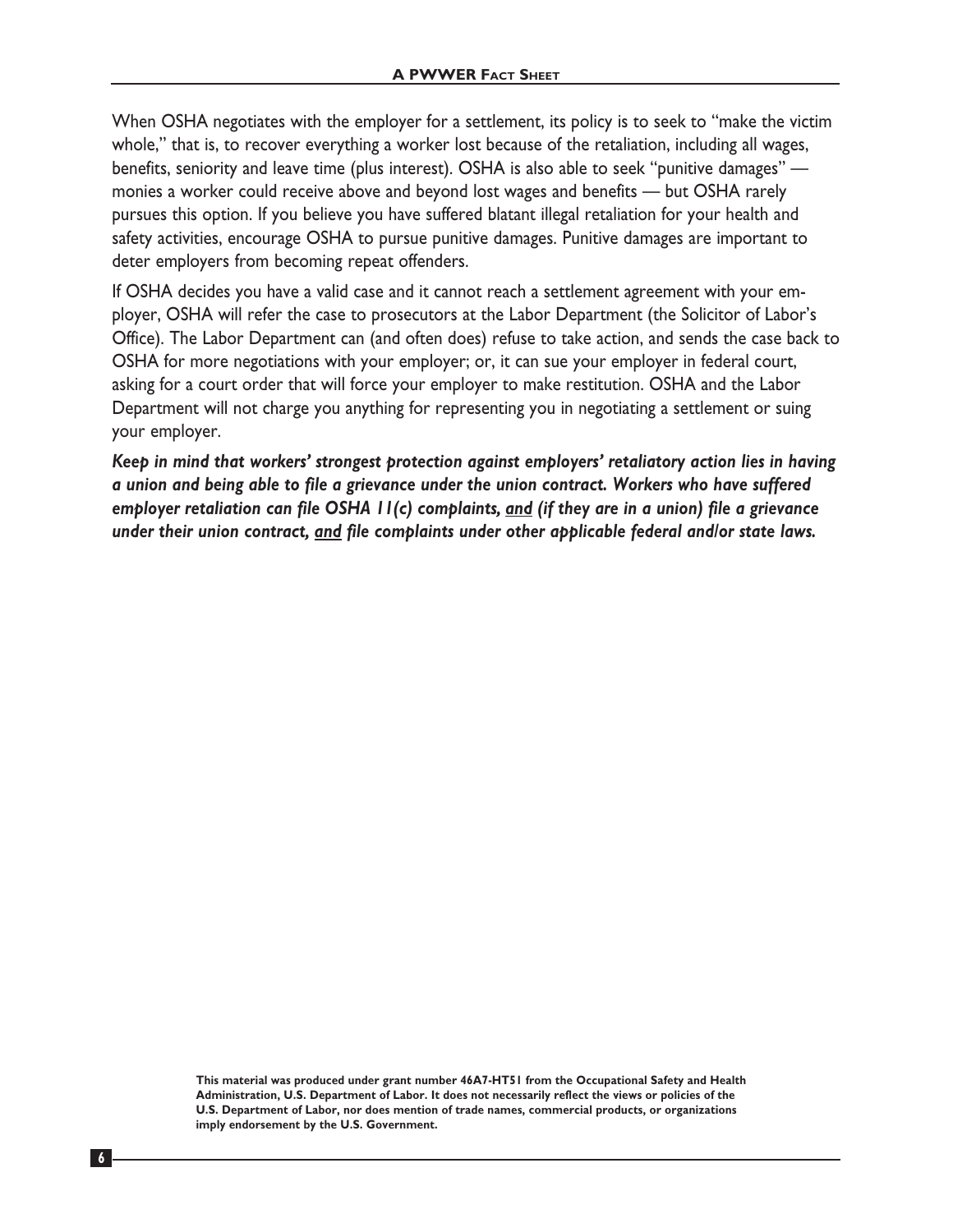When OSHA negotiates with the employer for a settlement, its policy is to seek to "make the victim whole," that is, to recover everything a worker lost because of the retaliation, including all wages, benefits, seniority and leave time (plus interest). OSHA is also able to seek "punitive damages" — monies a worker could receive above and beyond lost wages and benefits — but OSHA rarely pursues this option. If you believe you have suffered blatant illegal retaliation for your health and safety activities, encourage OSHA to pursue punitive damages. Punitive damages are important to deter employers from becoming repeat offenders.

If OSHA decides you have a valid case and it cannot reach a settlement agreement with your employer, OSHA will refer the case to prosecutors at the Labor Department (the Solicitor of Labor's Office). The Labor Department can (and often does) refuse to take action, and sends the case back to OSHA for more negotiations with your employer; or, it can sue your employer in federal court, asking for a court order that will force your employer to make restitution. OSHA and the Labor Department will not charge you anything for representing you in negotiating a settlement or suing your employer.

***Keep in mind that workers' strongest protection against employers' retaliatory action lies in having a union and being able to file a grievance under the union contract. Workers who have suffered employer retaliation can file OSHA 11(c) complaints, <u>and</u> (if they are in a union) file a grievance under their union contract, <u>and</u> file complaints under other applicable federal and/or state laws.***

**This material was produced under grant number 46A7-HT51 from the Occupational Safety and Health Administration, U.S. Department of Labor. It does not necessarily reflect the views or policies of the U.S. Department of Labor, nor does mention of trade names, commercial products, or organizations imply endorsement by the U.S. Government.**